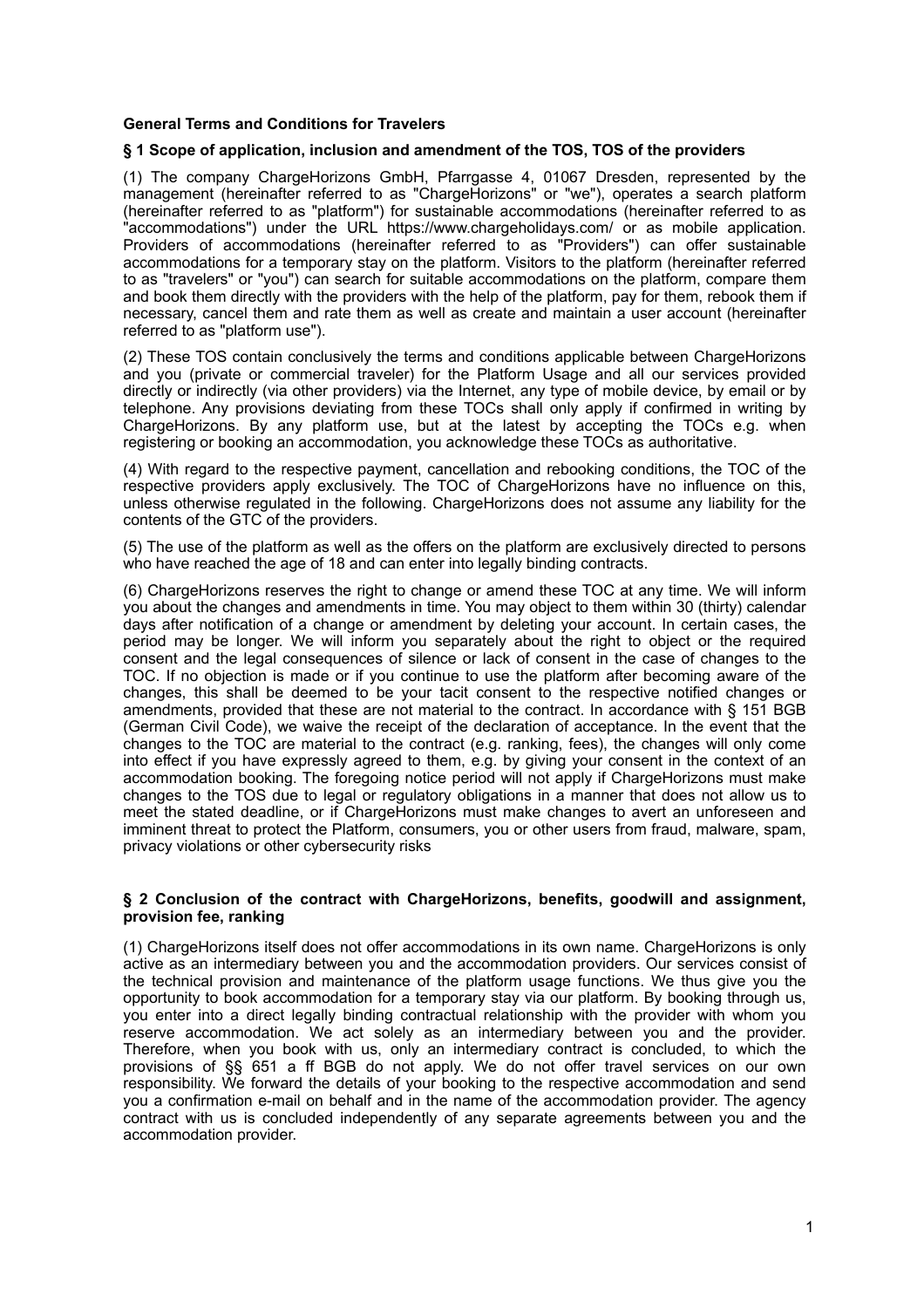# General Terms and Conditions for Travelers

## § 1 Scope of application, inclusion and amendment of the TOS, TOS of the providers

(1) The company ChargeHorizons GmbH, Pfarrgasse 4, 01067 Dresden, represented by the management (hereinafter referred to as "ChargeHorizons" or "we"), operates a search platform (hereinafter referred to as "platform") for sustainable accommodations (hereinafter referred to as "accommodations") under the URL https://www.chargeholidays.com/ or as mobile application. Providers of accommodations (hereinafter referred to as "Providers") can offer sustainable accommodations for a temporary stay on the platform. Visitors to the platform (hereinafter referred to as "travelers" or "you") can search for suitable accommodations on the platform, compare them and book them directly with the providers with the help of the platform, pay for them, rebook them if necessary, cancel them and rate them as well as create and maintain a user account (hereinafter referred to as "platform use").

(2) These TOS contain conclusively the terms and conditions applicable between ChargeHorizons and you (private or commercial traveler) for the Platform Usage and all our services provided directly or indirectly (via other providers) via the Internet, any type of mobile device, by email or by telephone. Any provisions deviating from these TOCs shall only apply if confirmed in writing by ChargeHorizons. By any platform use, but at the latest by accepting the TOCs e.g. when registering or booking an accommodation, you acknowledge these TOCs as authoritative.

(4) With regard to the respective payment, cancellation and rebooking conditions, the TOC of the respective providers apply exclusively. The TOC of ChargeHorizons have no influence on this, unless otherwise regulated in the following. ChargeHorizons does not assume any liability for the contents of the GTC of the providers.

(5) The use of the platform as well as the offers on the platform are exclusively directed to persons who have reached the age of 18 and can enter into legally binding contracts.

(6) ChargeHorizons reserves the right to change or amend these TOC at any time. We will inform you about the changes and amendments in time. You may object to them within 30 (thirty) calendar days after notification of a change or amendment by deleting your account. In certain cases, the period may be longer. We will inform you separately about the right to object or the required consent and the legal consequences of silence or lack of consent in the case of changes to the TOC. If no objection is made or if you continue to use the platform after becoming aware of the changes, this shall be deemed to be your tacit consent to the respective notified changes or amendments, provided that these are not material to the contract. In accordance with § 151 BGB (German Civil Code), we waive the receipt of the declaration of acceptance. In the event that the changes to the TOC are material to the contract (e.g. ranking, fees), the changes will only come into effect if you have expressly agreed to them, e.g. by giving your consent in the context of an accommodation booking. The foregoing notice period will not apply if ChargeHorizons must make changes to the TOS due to legal or regulatory obligations in a manner that does not allow us to meet the stated deadline, or if ChargeHorizons must make changes to avert an unforeseen and imminent threat to protect the Platform, consumers, you or other users from fraud, malware, spam, privacy violations or other cybersecurity risks

## § 2 Conclusion of the contract with ChargeHorizons, benefits, goodwill and assignment, provision fee, ranking

(1) ChargeHorizons itself does not offer accommodations in its own name. ChargeHorizons is only active as an intermediary between you and the accommodation providers. Our services consist of the technical provision and maintenance of the platform usage functions. We thus give you the opportunity to book accommodation for a temporary stay via our platform. By booking through us, you enter into a direct legally binding contractual relationship with the provider with whom you reserve accommodation. We act solely as an intermediary between you and the provider. Therefore, when you book with us, only an intermediary contract is concluded, to which the provisions of §§ 651 a ff BGB do not apply. We do not offer travel services on our own responsibility. We forward the details of your booking to the respective accommodation and send you a confirmation e-mail on behalf and in the name of the accommodation provider. The agency contract with us is concluded independently of any separate agreements between you and the accommodation provider.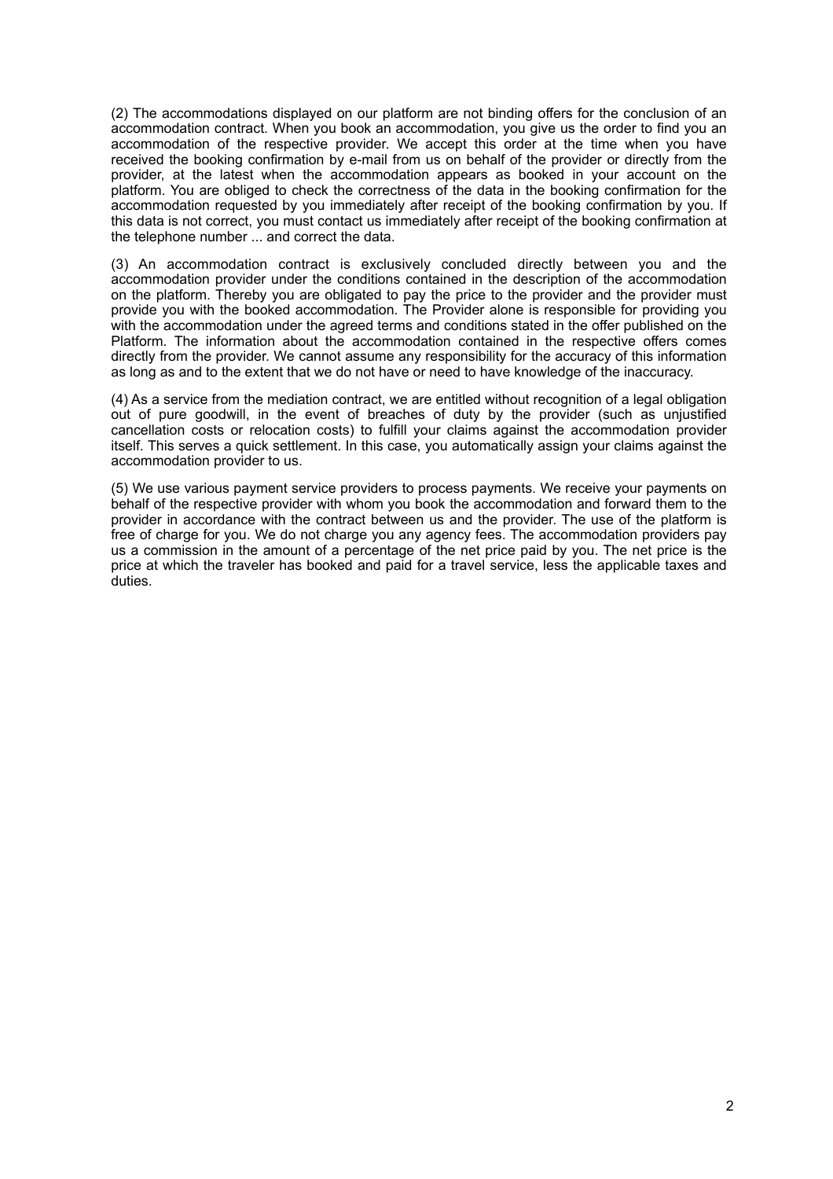(2) The accommodations displayed on our platform are not binding offers for the conclusion of an accommodation contract. When you book an accommodation, you give us the order to find you an accommodation of the respective provider. We accept this order at the time when you have received the booking confirmation by e-mail from us on behalf of the provider or directly from the provider, at the latest when the accommodation appears as booked in your account on the platform. You are obliged to check the correctness of the data in the booking confirmation for the accommodation requested by you immediately after receipt of the booking confirmation by you. If this data is not correct, you must contact us immediately after receipt of the booking confirmation at the telephone number ... and correct the data.

(3) An accommodation contract is exclusively concluded directly between you and the accommodation provider under the conditions contained in the description of the accommodation on the platform. Thereby you are obligated to pay the price to the provider and the provider must provide you with the booked accommodation. The Provider alone is responsible for providing you with the accommodation under the agreed terms and conditions stated in the offer published on the Platform. The information about the accommodation contained in the respective offers comes directly from the provider. We cannot assume any responsibility for the accuracy of this information as long as and to the extent that we do not have or need to have knowledge of the inaccuracy.

(4) As a service from the mediation contract, we are entitled without recognition of a legal obligation out of pure goodwill, in the event of breaches of duty by the provider (such as unjustified cancellation costs or relocation costs) to fulfill your claims against the accommodation provider itself. This serves a quick settlement. In this case, you automatically assign your claims against the accommodation provider to us.

(5) We use various payment service providers to process payments. We receive your payments on behalf of the respective provider with whom you book the accommodation and forward them to the provider in accordance with the contract between us and the provider. The use of the platform is free of charge for you. We do not charge you any agency fees. The accommodation providers pay us a commission in the amount of a percentage of the net price paid by you. The net price is the price at which the traveler has booked and paid for a travel service, less the applicable taxes and duties.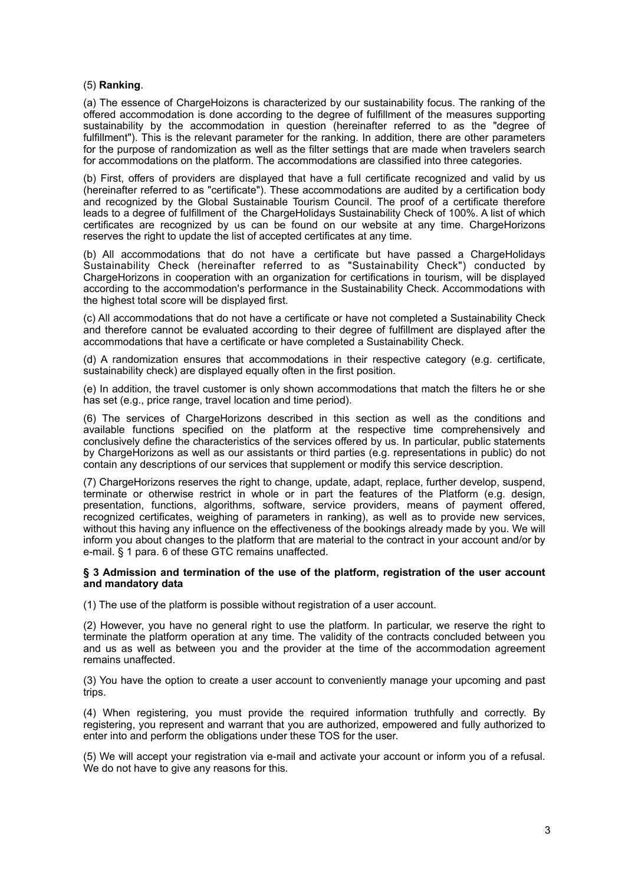(5) **Ranking**.

(a) The essence of ChargeHoizons is characterized by our sustainability focus. The ranking of the offered accommodation is done according to the degree of fulfillment of the measures supporting sustainability by the accommodation in question (hereinafter referred to as the "degree of fulfillment"). This is the relevant parameter for the ranking. In addition, there are other parameters for the purpose of randomization as well as the filter settings that are made when travelers search for accommodations on the platform. The accommodations are classified into three categories.

(b) First, offers of providers are displayed that have a full certificate recognized and valid by us (hereinafter referred to as "certificate"). These accommodations are audited by a certification body and recognized by the Global Sustainable Tourism Council. The proof of a certificate therefore leads to a degree of fulfillment of the ChargeHolidays Sustainability Check of 100%. A list of which certificates are recognized by us can be found on our website at any time. ChargeHorizons reserves the right to update the list of accepted certificates at any time.

(b) All accommodations that do not have a certificate but have passed a ChargeHolidays Sustainability Check (hereinafter referred to as "Sustainability Check") conducted by ChargeHorizons in cooperation with an organization for certifications in tourism, will be displayed according to the accommodation's performance in the Sustainability Check. Accommodations with the highest total score will be displayed first.

(c) All accommodations that do not have a certificate or have not completed a Sustainability Check and therefore cannot be evaluated according to their degree of fulfillment are displayed after the accommodations that have a certificate or have completed a Sustainability Check.

(d) A randomization ensures that accommodations in their respective category (e.g. certificate, sustainability check) are displayed equally often in the first position.

(e) In addition, the travel customer is only shown accommodations that match the filters he or she has set (e.g., price range, travel location and time period).

(6) The services of ChargeHorizons described in this section as well as the conditions and available functions specified on the platform at the respective time comprehensively and conclusively define the characteristics of the services offered by us. In particular, public statements by ChargeHorizons as well as our assistants or third parties (e.g. representations in public) do not contain any descriptions of our services that supplement or modify this service description.

(7) ChargeHorizons reserves the right to change, update, adapt, replace, further develop, suspend, terminate or otherwise restrict in whole or in part the features of the Platform (e.g. design, presentation, functions, algorithms, software, service providers, means of payment offered, recognized certificates, weighing of parameters in ranking), as well as to provide new services, without this having any influence on the effectiveness of the bookings already made by you. We will inform you about changes to the platform that are material to the contract in your account and/or by e-mail. § 1 para. 6 of these GTC remains unaffected.

## § 3 Admission and termination of the use of the platform, registration of the user account and mandatory data

(1) The use of the platform is possible without registration of a user account.

(2) However, you have no general right to use the platform. In particular, we reserve the right to terminate the platform operation at any time. The validity of the contracts concluded between you and us as well as between you and the provider at the time of the accommodation agreement remains unaffected.

(3) You have the option to create a user account to conveniently manage your upcoming and past trips.

(4) When registering, you must provide the required information truthfully and correctly. By registering, you represent and warrant that you are authorized, empowered and fully authorized to enter into and perform the obligations under these TOS for the user.

(5) We will accept your registration via e-mail and activate your account or inform you of a refusal. We do not have to give any reasons for this.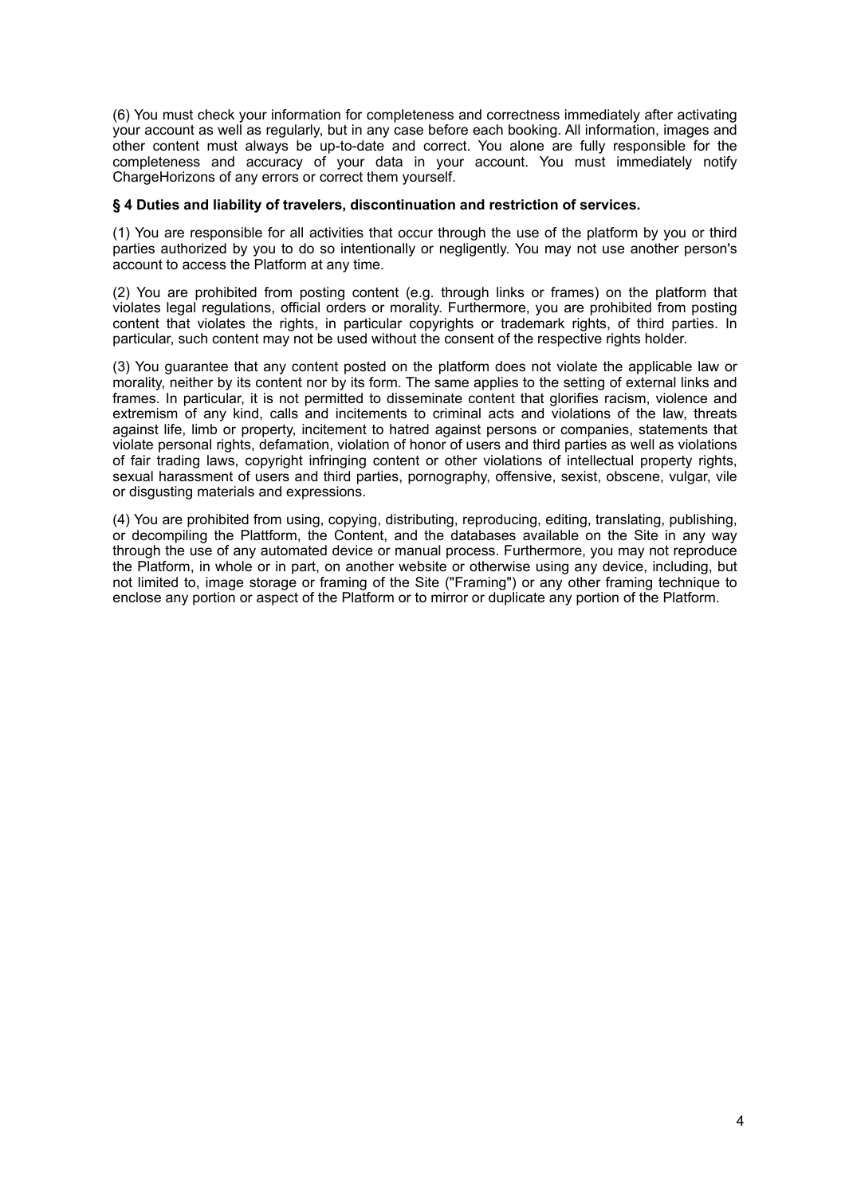(6) You must check your information for completeness and correctness immediately after activating your account as well as regularly, but in any case before each booking. All information, images and other content must always be up-to-date and correct. You alone are fully responsible for the completeness and accuracy of your data in your account. You must immediately notify ChargeHorizons of any errors or correct them yourself.

**§ 4 Duties and liability of travelers, discontinuation and restriction of services.**

(1) You are responsible for all activities that occur through the use of the platform by you or third parties authorized by you to do so intentionally or negligently. You may not use another person's account to access the Platform at any time.

(2) You are prohibited from posting content (e.g. through links or frames) on the platform that violates legal regulations, official orders or morality. Furthermore, you are prohibited from posting content that violates the rights, in particular copyrights or trademark rights, of third parties. In particular, such content may not be used without the consent of the respective rights holder.

(3) You guarantee that any content posted on the platform does not violate the applicable law or morality, neither by its content nor by its form. The same applies to the setting of external links and frames. In particular, it is not permitted to disseminate content that glorifies racism, violence and extremism of any kind, calls and incitements to criminal acts and violations of the law, threats against life, limb or property, incitement to hatred against persons or companies, statements that violate personal rights, defamation, violation of honor of users and third parties as well as violations of fair trading laws, copyright infringing content or other violations of intellectual property rights, sexual harassment of users and third parties, pornography, offensive, sexist, obscene, vulgar, vile or disgusting materials and expressions.

(4) You are prohibited from using, copying, distributing, reproducing, editing, translating, publishing, or decompiling the Plattform, the Content, and the databases available on the Site in any way through the use of any automated device or manual process. Furthermore, you may not reproduce the Platform, in whole or in part, on another website or otherwise using any device, including, but not limited to, image storage or framing of the Site ("Framing") or any other framing technique to enclose any portion or aspect of the Platform or to mirror or duplicate any portion of the Platform.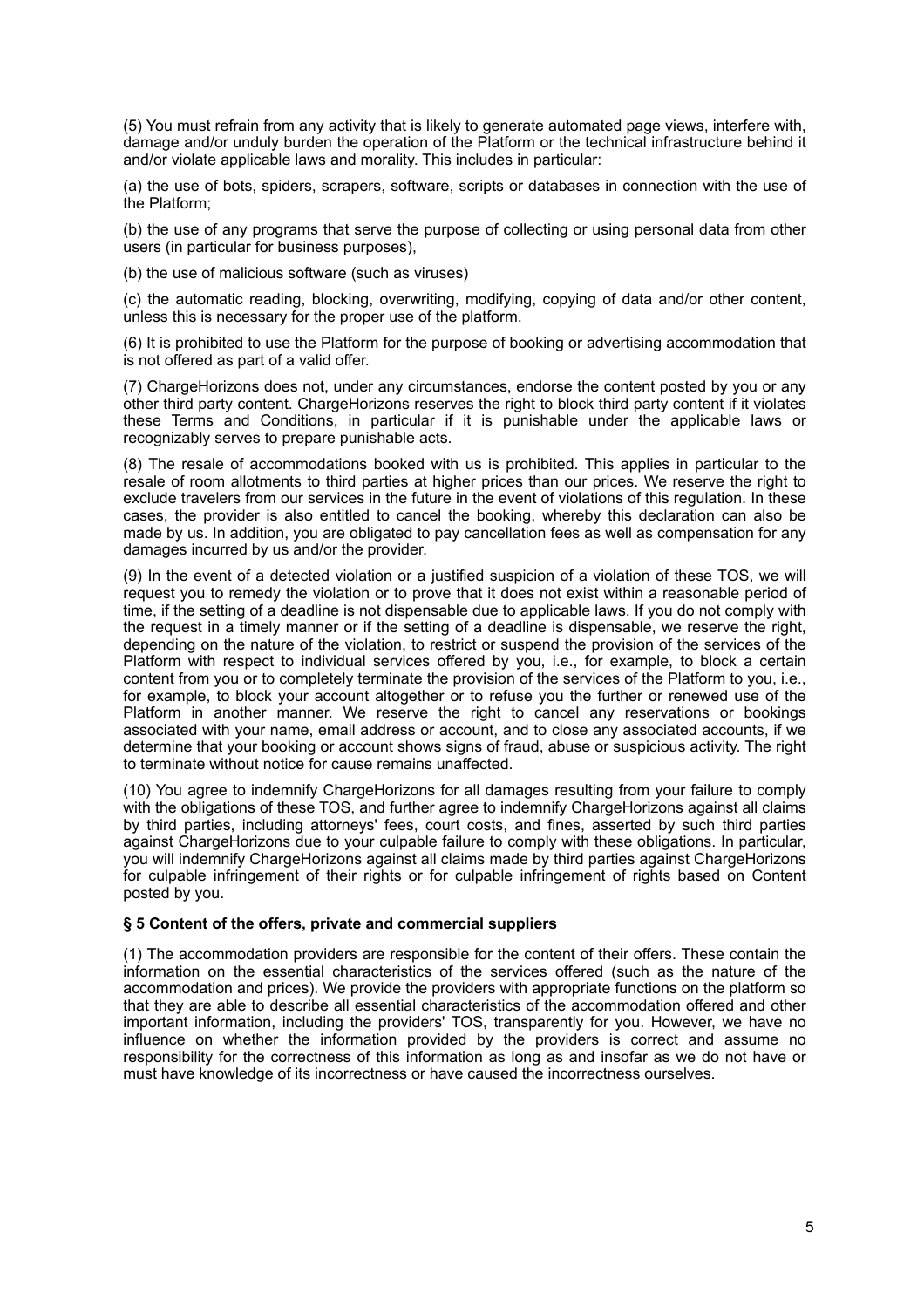(5) You must refrain from any activity that is likely to generate automated page views, interfere with, damage and/or unduly burden the operation of the Platform or the technical infrastructure behind it and/or violate applicable laws and morality. This includes in particular:

(a) the use of bots, spiders, scrapers, software, scripts or databases in connection with the use of the Platform;

(b) the use of any programs that serve the purpose of collecting or using personal data from other users (in particular for business purposes),

(b) the use of malicious software (such as viruses)

(c) the automatic reading, blocking, overwriting, modifying, copying of data and/or other content, unless this is necessary for the proper use of the platform.

(6) It is prohibited to use the Platform for the purpose of booking or advertising accommodation that is not offered as part of a valid offer.

(7) ChargeHorizons does not, under any circumstances, endorse the content posted by you or any other third party content. ChargeHorizons reserves the right to block third party content if it violates these Terms and Conditions, in particular if it is punishable under the applicable laws or recognizably serves to prepare punishable acts.

(8) The resale of accommodations booked with us is prohibited. This applies in particular to the resale of room allotments to third parties at higher prices than our prices. We reserve the right to exclude travelers from our services in the future in the event of violations of this regulation. In these cases, the provider is also entitled to cancel the booking, whereby this declaration can also be made by us. In addition, you are obligated to pay cancellation fees as well as compensation for any damages incurred by us and/or the provider.

(9) In the event of a detected violation or a justified suspicion of a violation of these TOS, we will request you to remedy the violation or to prove that it does not exist within a reasonable period of time, if the setting of a deadline is not dispensable due to applicable laws. If you do not comply with the request in a timely manner or if the setting of a deadline is dispensable, we reserve the right, depending on the nature of the violation, to restrict or suspend the provision of the services of the Platform with respect to individual services offered by you, i.e., for example, to block a certain content from you or to completely terminate the provision of the services of the Platform to you, i.e., for example, to block your account altogether or to refuse you the further or renewed use of the Platform in another manner. We reserve the right to cancel any reservations or bookings associated with your name, email address or account, and to close any associated accounts, if we determine that your booking or account shows signs of fraud, abuse or suspicious activity. The right to terminate without notice for cause remains unaffected.

(10) You agree to indemnify ChargeHorizons for all damages resulting from your failure to comply with the obligations of these TOS, and further agree to indemnify ChargeHorizons against all claims by third parties, including attorneys' fees, court costs, and fines, asserted by such third parties against ChargeHorizons due to your culpable failure to comply with these obligations. In particular, you will indemnify ChargeHorizons against all claims made by third parties against ChargeHorizons for culpable infringement of their rights or for culpable infringement of rights based on Content posted by you.

**§ 5 Content of the offers, private and commercial suppliers**

(1) The accommodation providers are responsible for the content of their offers. These contain the information on the essential characteristics of the services offered (such as the nature of the accommodation and prices). We provide the providers with appropriate functions on the platform so that they are able to describe all essential characteristics of the accommodation offered and other important information, including the providers' TOS, transparently for you. However, we have no influence on whether the information provided by the providers is correct and assume no responsibility for the correctness of this information as long as and insofar as we do not have or must have knowledge of its incorrectness or have caused the incorrectness ourselves.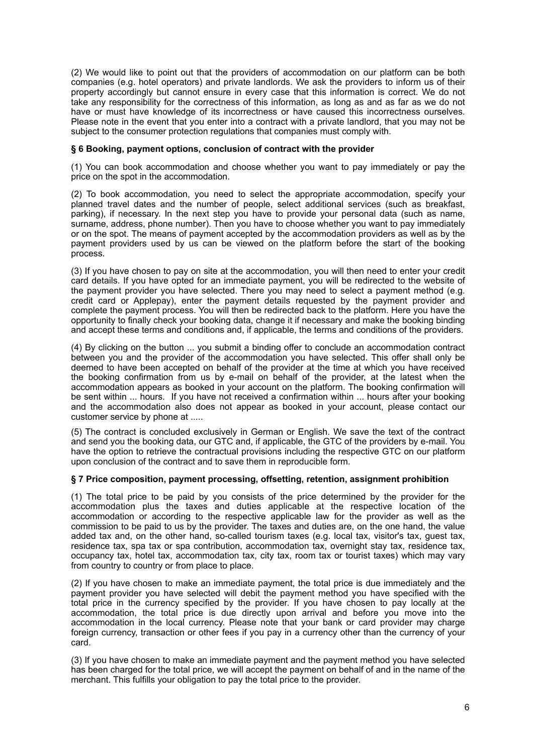(2) We would like to point out that the providers of accommodation on our platform can be both companies (e.g. hotel operators) and private landlords. We ask the providers to inform us of their property accordingly but cannot ensure in every case that this information is correct. We do not take any responsibility for the correctness of this information, as long as and as far as we do not have or must have knowledge of its incorrectness or have caused this incorrectness ourselves. Please note in the event that you enter into a contract with a private landlord, that you may not be subject to the consumer protection regulations that companies must comply with.

**§ 6 Booking, payment options, conclusion of contract with the provider**

(1) You can book accommodation and choose whether you want to pay immediately or pay the price on the spot in the accommodation.

(2) To book accommodation, you need to select the appropriate accommodation, specify your planned travel dates and the number of people, select additional services (such as breakfast, parking), if necessary. In the next step you have to provide your personal data (such as name, surname, address, phone number). Then you have to choose whether you want to pay immediately or on the spot. The means of payment accepted by the accommodation providers as well as by the payment providers used by us can be viewed on the platform before the start of the booking process.

(3) If you have chosen to pay on site at the accommodation, you will then need to enter your credit card details. If you have opted for an immediate payment, you will be redirected to the website of the payment provider you have selected. There you may need to select a payment method (e.g. credit card or Applepay), enter the payment details requested by the payment provider and complete the payment process. You will then be redirected back to the platform. Here you have the opportunity to finally check your booking data, change it if necessary and make the booking binding and accept these terms and conditions and, if applicable, the terms and conditions of the providers.

(4) By clicking on the button ... you submit a binding offer to conclude an accommodation contract between you and the provider of the accommodation you have selected. This offer shall only be deemed to have been accepted on behalf of the provider at the time at which you have received the booking confirmation from us by e-mail on behalf of the provider, at the latest when the accommodation appears as booked in your account on the platform. The booking confirmation will be sent within ... hours. If you have not received a confirmation within ... hours after your booking and the accommodation also does not appear as booked in your account, please contact our customer service by phone at .....

(5) The contract is concluded exclusively in German or English. We save the text of the contract and send you the booking data, our GTC and, if applicable, the GTC of the providers by e-mail. You have the option to retrieve the contractual provisions including the respective GTC on our platform upon conclusion of the contract and to save them in reproducible form.

**§ 7 Price composition, payment processing, offsetting, retention, assignment prohibition**

(1) The total price to be paid by you consists of the price determined by the provider for the accommodation plus the taxes and duties applicable at the respective location of the accommodation or according to the respective applicable law for the provider as well as the commission to be paid to us by the provider. The taxes and duties are, on the one hand, the value added tax and, on the other hand, so-called tourism taxes (e.g. local tax, visitor's tax, guest tax, residence tax, spa tax or spa contribution, accommodation tax, overnight stay tax, residence tax, occupancy tax, hotel tax, accommodation tax, city tax, room tax or tourist taxes) which may vary from country to country or from place to place.

(2) If you have chosen to make an immediate payment, the total price is due immediately and the payment provider you have selected will debit the payment method you have specified with the total price in the currency specified by the provider. If you have chosen to pay locally at the accommodation, the total price is due directly upon arrival and before you move into the accommodation in the local currency. Please note that your bank or card provider may charge foreign currency, transaction or other fees if you pay in a currency other than the currency of your card.

(3) If you have chosen to make an immediate payment and the payment method you have selected has been charged for the total price, we will accept the payment on behalf of and in the name of the merchant. This fulfills your obligation to pay the total price to the provider.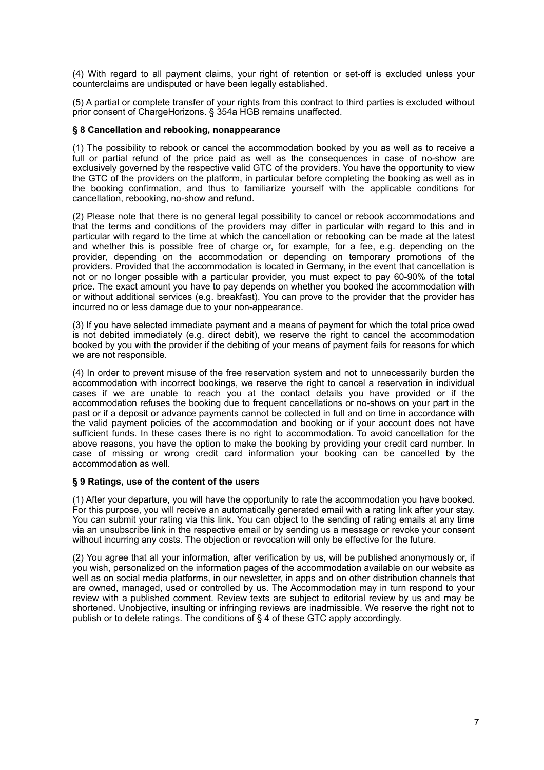(4) With regard to all payment claims, your right of retention or set-off is excluded unless your counterclaims are undisputed or have been legally established.

(5) A partial or complete transfer of your rights from this contract to third parties is excluded without prior consent of ChargeHorizons. § 354a HGB remains unaffected.

**§ 8 Cancellation and rebooking, nonappearance**

(1) The possibility to rebook or cancel the accommodation booked by you as well as to receive a full or partial refund of the price paid as well as the consequences in case of no-show are exclusively governed by the respective valid GTC of the providers. You have the opportunity to view the GTC of the providers on the platform, in particular before completing the booking as well as in the booking confirmation, and thus to familiarize yourself with the applicable conditions for cancellation, rebooking, no-show and refund.

(2) Please note that there is no general legal possibility to cancel or rebook accommodations and that the terms and conditions of the providers may differ in particular with regard to this and in particular with regard to the time at which the cancellation or rebooking can be made at the latest and whether this is possible free of charge or, for example, for a fee, e.g. depending on the provider, depending on the accommodation or depending on temporary promotions of the providers. Provided that the accommodation is located in Germany, in the event that cancellation is not or no longer possible with a particular provider, you must expect to pay 60-90% of the total price. The exact amount you have to pay depends on whether you booked the accommodation with or without additional services (e.g. breakfast). You can prove to the provider that the provider has incurred no or less damage due to your non-appearance.

(3) If you have selected immediate payment and a means of payment for which the total price owed is not debited immediately (e.g. direct debit), we reserve the right to cancel the accommodation booked by you with the provider if the debiting of your means of payment fails for reasons for which we are not responsible.

(4) In order to prevent misuse of the free reservation system and not to unnecessarily burden the accommodation with incorrect bookings, we reserve the right to cancel a reservation in individual cases if we are unable to reach you at the contact details you have provided or if the accommodation refuses the booking due to frequent cancellations or no-shows on your part in the past or if a deposit or advance payments cannot be collected in full and on time in accordance with the valid payment policies of the accommodation and booking or if your account does not have sufficient funds. In these cases there is no right to accommodation. To avoid cancellation for the above reasons, you have the option to make the booking by providing your credit card number. In case of missing or wrong credit card information your booking can be cancelled by the accommodation as well.

**§ 9 Ratings, use of the content of the users**

(1) After your departure, you will have the opportunity to rate the accommodation you have booked. For this purpose, you will receive an automatically generated email with a rating link after your stay. You can submit your rating via this link. You can object to the sending of rating emails at any time via an unsubscribe link in the respective email or by sending us a message or revoke your consent without incurring any costs. The objection or revocation will only be effective for the future.

(2) You agree that all your information, after verification by us, will be published anonymously or, if you wish, personalized on the information pages of the accommodation available on our website as well as on social media platforms, in our newsletter, in apps and on other distribution channels that are owned, managed, used or controlled by us. The Accommodation may in turn respond to your review with a published comment. Review texts are subject to editorial review by us and may be shortened. Unobjective, insulting or infringing reviews are inadmissible. We reserve the right not to publish or to delete ratings. The conditions of § 4 of these GTC apply accordingly.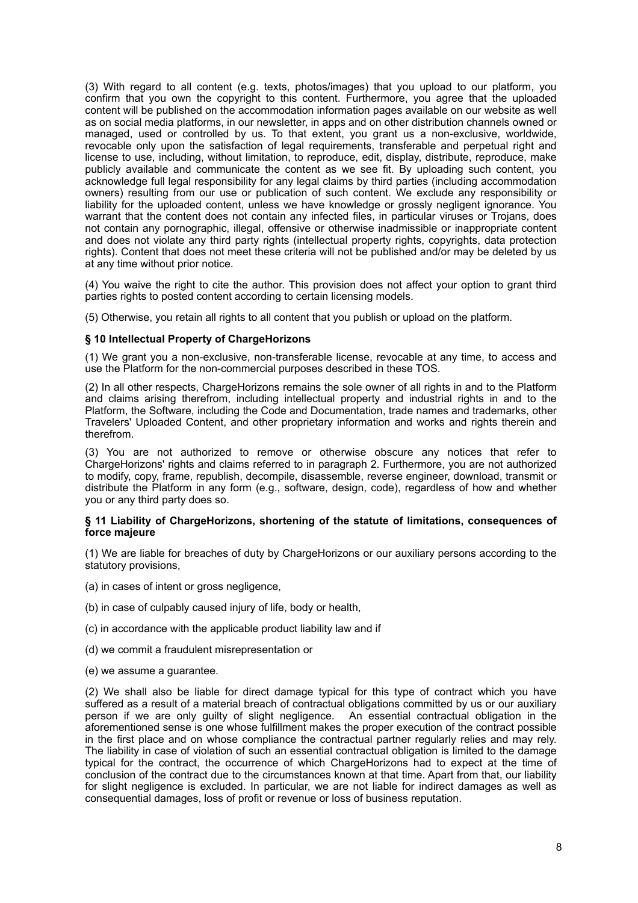(3) With regard to all content (e.g. texts, photos/images) that you upload to our platform, you confirm that you own the copyright to this content. Furthermore, you agree that the uploaded content will be published on the accommodation information pages available on our website as well as on social media platforms, in our newsletter, in apps and on other distribution channels owned or managed, used or controlled by us. To that extent, you grant us a non-exclusive, worldwide, revocable only upon the satisfaction of legal requirements, transferable and perpetual right and license to use, including, without limitation, to reproduce, edit, display, distribute, reproduce, make publicly available and communicate the content as we see fit. By uploading such content, you acknowledge full legal responsibility for any legal claims by third parties (including accommodation owners) resulting from our use or publication of such content. We exclude any responsibility or liability for the uploaded content, unless we have knowledge or grossly negligent ignorance. You warrant that the content does not contain any infected files, in particular viruses or Trojans, does not contain any pornographic, illegal, offensive or otherwise inadmissible or inappropriate content and does not violate any third party rights (intellectual property rights, copyrights, data protection rights). Content that does not meet these criteria will not be published and/or may be deleted by us at any time without prior notice.

(4) You waive the right to cite the author. This provision does not affect your option to grant third parties rights to posted content according to certain licensing models.

(5) Otherwise, you retain all rights to all content that you publish or upload on the platform.

**§ 10 Intellectual Property of ChargeHorizons**

(1) We grant you a non-exclusive, non-transferable license, revocable at any time, to access and use the Platform for the non-commercial purposes described in these TOS.

(2) In all other respects, ChargeHorizons remains the sole owner of all rights in and to the Platform and claims arising therefrom, including intellectual property and industrial rights in and to the Platform, the Software, including the Code and Documentation, trade names and trademarks, other Travelers' Uploaded Content, and other proprietary information and works and rights therein and therefrom.

(3) You are not authorized to remove or otherwise obscure any notices that refer to ChargeHorizons' rights and claims referred to in paragraph 2. Furthermore, you are not authorized to modify, copy, frame, republish, decompile, disassemble, reverse engineer, download, transmit or distribute the Platform in any form (e.g., software, design, code), regardless of how and whether you or any third party does so.

**§ 11 Liability of ChargeHorizons, shortening of the statute of limitations, consequences of force majeure**

(1) We are liable for breaches of duty by ChargeHorizons or our auxiliary persons according to the statutory provisions,

(a) in cases of intent or gross negligence,

(b) in case of culpably caused injury of life, body or health,

(c) in accordance with the applicable product liability law and if

(d) we commit a fraudulent misrepresentation or

(e) we assume a guarantee.

(2) We shall also be liable for direct damage typical for this type of contract which you have suffered as a result of a material breach of contractual obligations committed by us or our auxiliary person if we are only guilty of slight negligence. An essential contractual obligation in the aforementioned sense is one whose fulfillment makes the proper execution of the contract possible in the first place and on whose compliance the contractual partner regularly relies and may rely. The liability in case of violation of such an essential contractual obligation is limited to the damage typical for the contract, the occurrence of which ChargeHorizons had to expect at the time of conclusion of the contract due to the circumstances known at that time. Apart from that, our liability for slight negligence is excluded. In particular, we are not liable for indirect damages as well as consequential damages, loss of profit or revenue or loss of business reputation.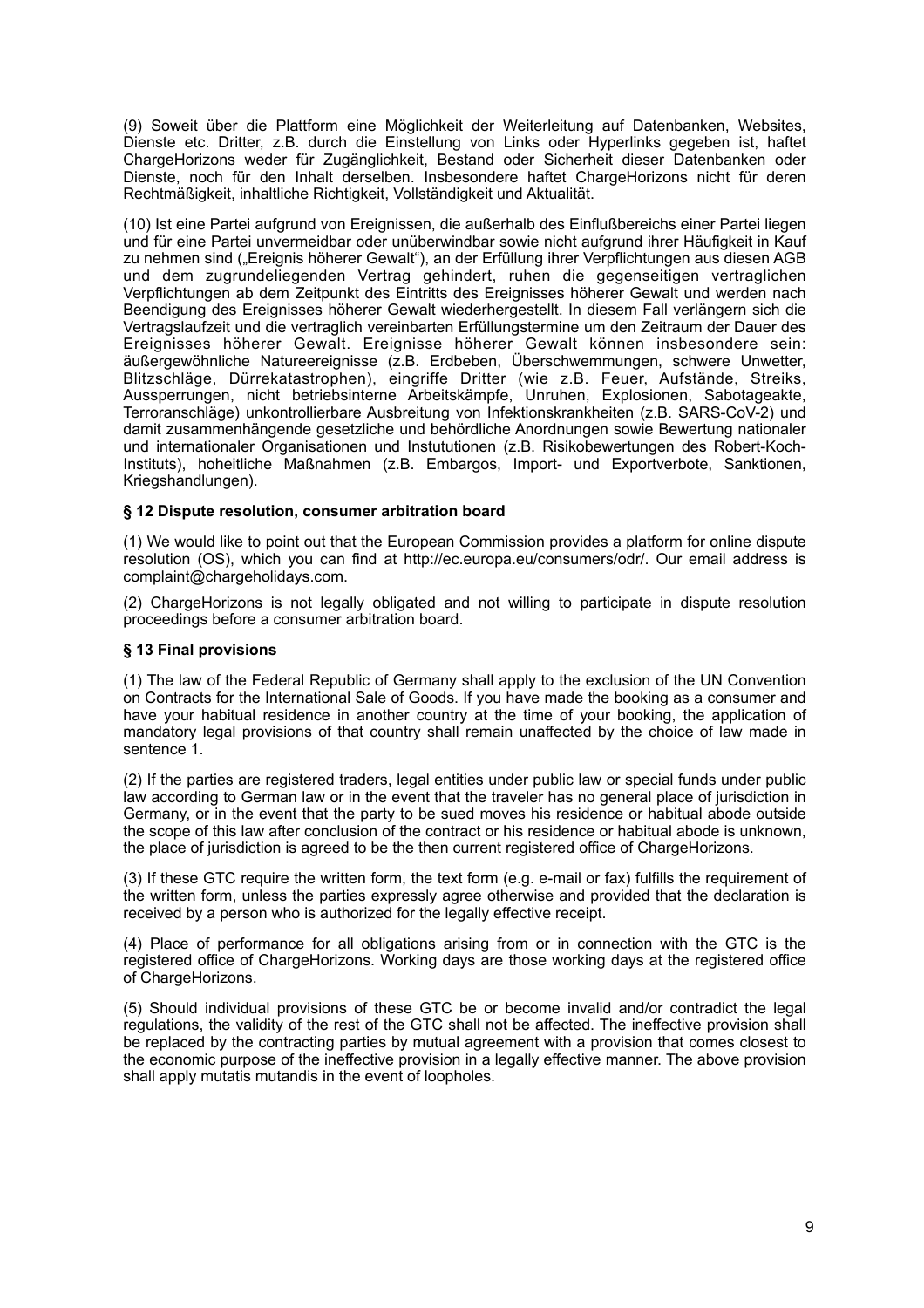(9) Soweit über die Plattform eine Möglichkeit der Weiterleitung auf Datenbanken, Websites, Dienste etc. Dritter, z.B. durch die Einstellung von Links oder Hyperlinks gegeben ist, haftet ChargeHorizons weder für Zugänglichkeit, Bestand oder Sicherheit dieser Datenbanken oder Dienste, noch für den Inhalt derselben. Insbesondere haftet ChargeHorizons nicht für deren Rechtmäßigkeit, inhaltliche Richtigkeit, Vollständigkeit und Aktualität.

(10) Ist eine Partei aufgrund von Ereignissen, die außerhalb des Einflußbereichs einer Partei liegen und für eine Partei unvermeidbar oder unüberwindbar sowie nicht aufgrund ihrer Häufigkeit in Kauf zu nehmen sind („Ereignis höherer Gewalt"), an der Erfüllung ihrer Verpflichtungen aus diesen AGB und dem zugrundeliegenden Vertrag gehindert, ruhen die gegenseitigen vertraglichen Verpflichtungen ab dem Zeitpunkt des Eintritts des Ereignisses höherer Gewalt und werden nach Beendigung des Ereignisses höherer Gewalt wiederhergestellt. In diesem Fall verlängern sich die Vertragslaufzeit und die vertraglich vereinbarten Erfüllungstermine um den Zeitraum der Dauer des Ereignisses höherer Gewalt. Ereignisse höherer Gewalt können insbesondere sein: äußergewöhnliche Natureereignisse (z.B. Erdbeben, Überschwemmungen, schwere Unwetter, Blitzschläge, Dürrekatastrophen), eingriffe Dritter (wie z.B. Feuer, Aufstände, Streiks, Aussperrungen, nicht betriebsinterne Arbeitskämpfe, Unruhen, Explosionen, Sabotageakte, Terroranschläge) unkontrollierbare Ausbreitung von Infektionskrankheiten (z.B. SARS-CoV-2) und damit zusammenhängende gesetzliche und behördliche Anordnungen sowie Bewertung nationaler und internationaler Organisationen und Instututionen (z.B. Risikobewertungen des Robert-Koch-Instituts), hoheitliche Maßnahmen (z.B. Embargos, Import- und Exportverbote, Sanktionen, Kriegshandlungen).

**§ 12 Dispute resolution, consumer arbitration board**

(1) We would like to point out that the European Commission provides a platform for online dispute resolution (OS), which you can find at http://ec.europa.eu/consumers/odr/. Our email address is complaint@chargeholidays.com.

(2) ChargeHorizons is not legally obligated and not willing to participate in dispute resolution proceedings before a consumer arbitration board.

**§ 13 Final provisions**

(1) The law of the Federal Republic of Germany shall apply to the exclusion of the UN Convention on Contracts for the International Sale of Goods. If you have made the booking as a consumer and have your habitual residence in another country at the time of your booking, the application of mandatory legal provisions of that country shall remain unaffected by the choice of law made in sentence 1.

(2) If the parties are registered traders, legal entities under public law or special funds under public law according to German law or in the event that the traveler has no general place of jurisdiction in Germany, or in the event that the party to be sued moves his residence or habitual abode outside the scope of this law after conclusion of the contract or his residence or habitual abode is unknown, the place of jurisdiction is agreed to be the then current registered office of ChargeHorizons.

(3) If these GTC require the written form, the text form (e.g. e-mail or fax) fulfills the requirement of the written form, unless the parties expressly agree otherwise and provided that the declaration is received by a person who is authorized for the legally effective receipt.

(4) Place of performance for all obligations arising from or in connection with the GTC is the registered office of ChargeHorizons. Working days are those working days at the registered office of ChargeHorizons.

(5) Should individual provisions of these GTC be or become invalid and/or contradict the legal regulations, the validity of the rest of the GTC shall not be affected. The ineffective provision shall be replaced by the contracting parties by mutual agreement with a provision that comes closest to the economic purpose of the ineffective provision in a legally effective manner. The above provision shall apply mutatis mutandis in the event of loopholes.